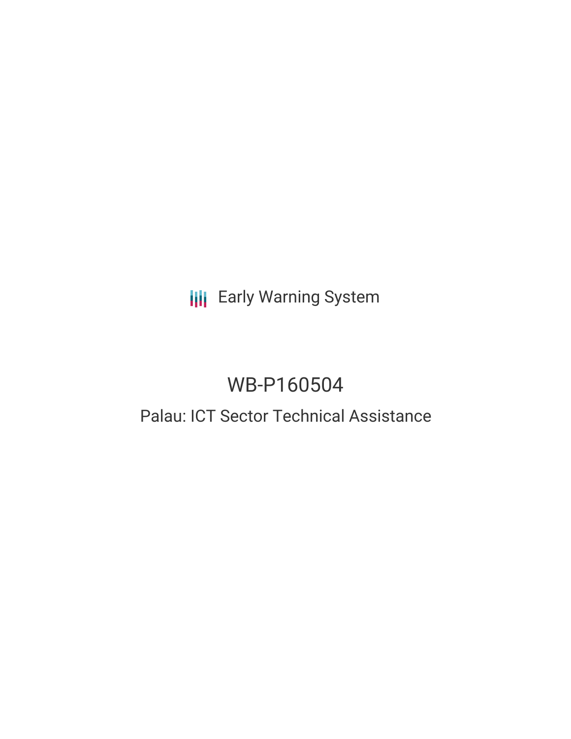Early Warning System

# WB-P160504

## Palau: ICT Sector Technical Assistance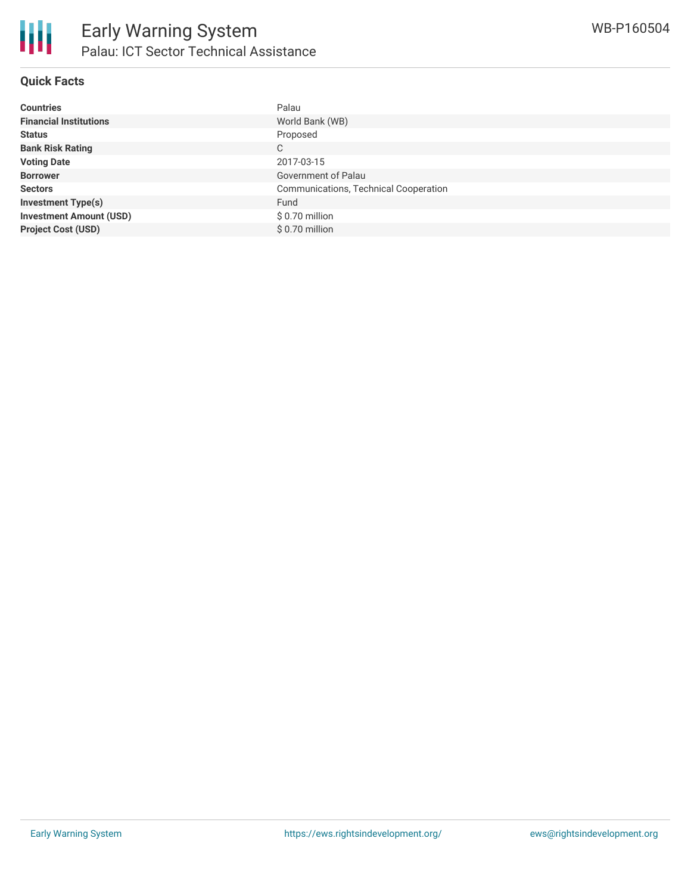# Early Warning System

## Palau: ICT Sector Technical Assistance

WB-P160504

### Quick Facts

| | |
|---|---|
| **Countries** | Palau |
| **Financial Institutions** | World Bank (WB) |
| **Status** | Proposed |
| **Bank Risk Rating** | C |
| **Voting Date** | 2017-03-15 |
| **Borrower** | Government of Palau |
| **Sectors** | Communications, Technical Cooperation |
| **Investment Type(s)** | Fund |
| **Investment Amount (USD)** | $ 0.70 million |
| **Project Cost (USD)** | $ 0.70 million |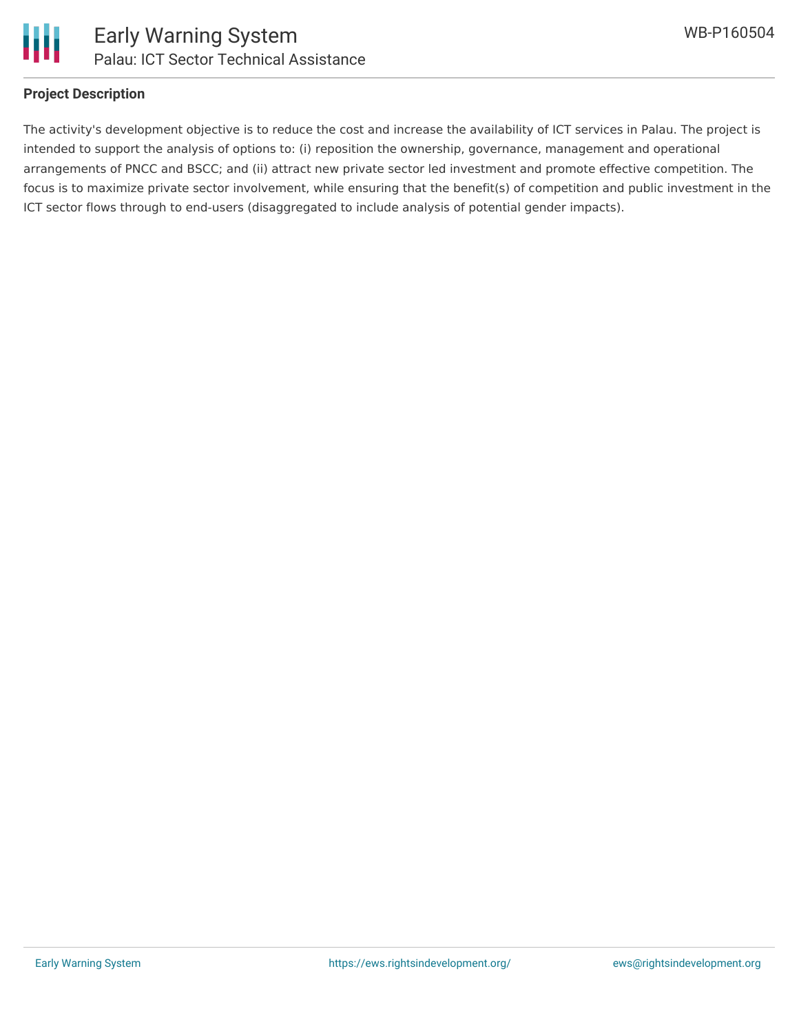## Project Description

The activity's development objective is to reduce the cost and increase the availability of ICT services in Palau. The project is intended to support the analysis of options to: (i) reposition the ownership, governance, management and operational arrangements of PNCC and BSCC; and (ii) attract new private sector led investment and promote effective competition. The focus is to maximize private sector involvement, while ensuring that the benefit(s) of competition and public investment in the ICT sector flows through to end-users (disaggregated to include analysis of potential gender impacts).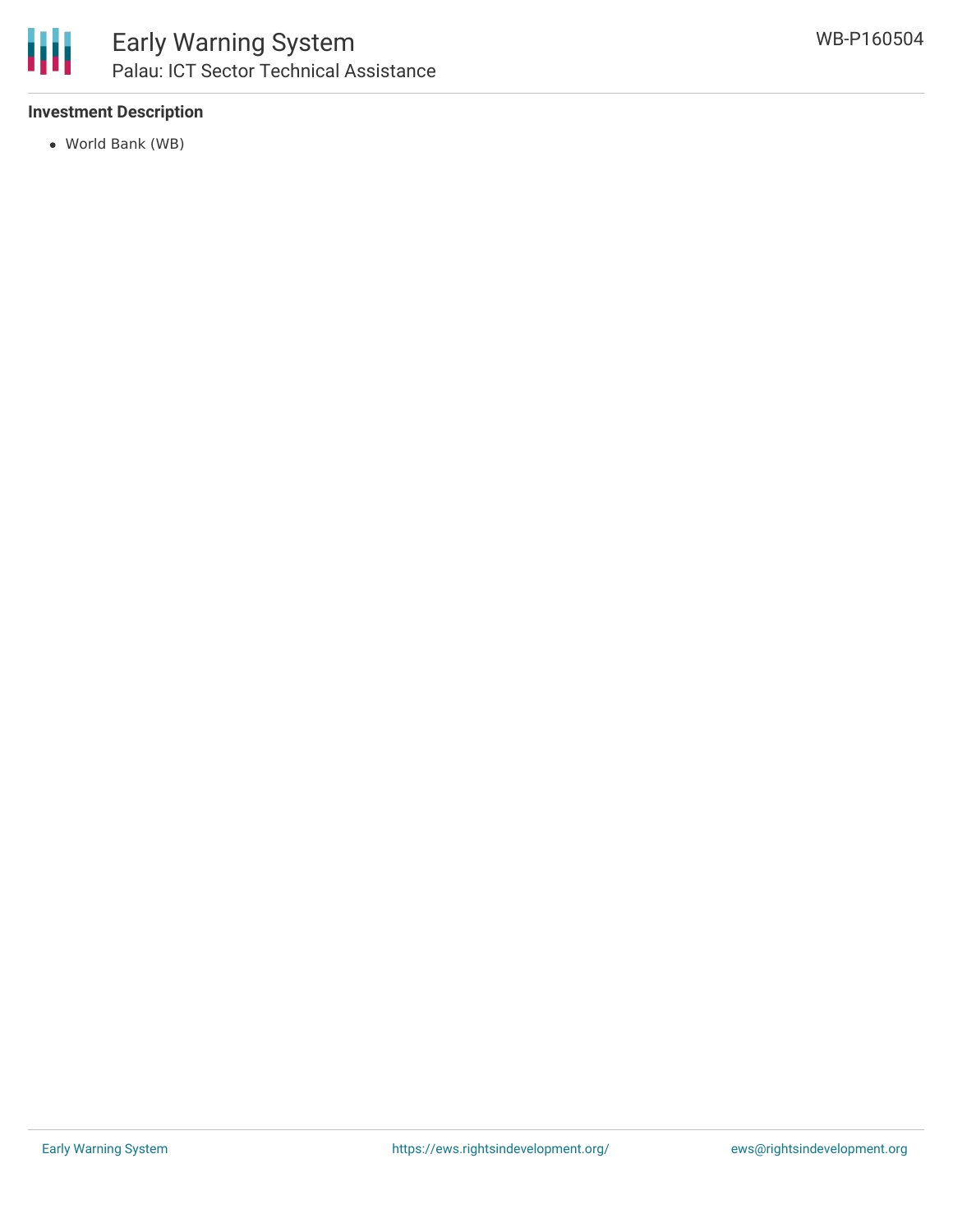### Investment Description

- World Bank (WB)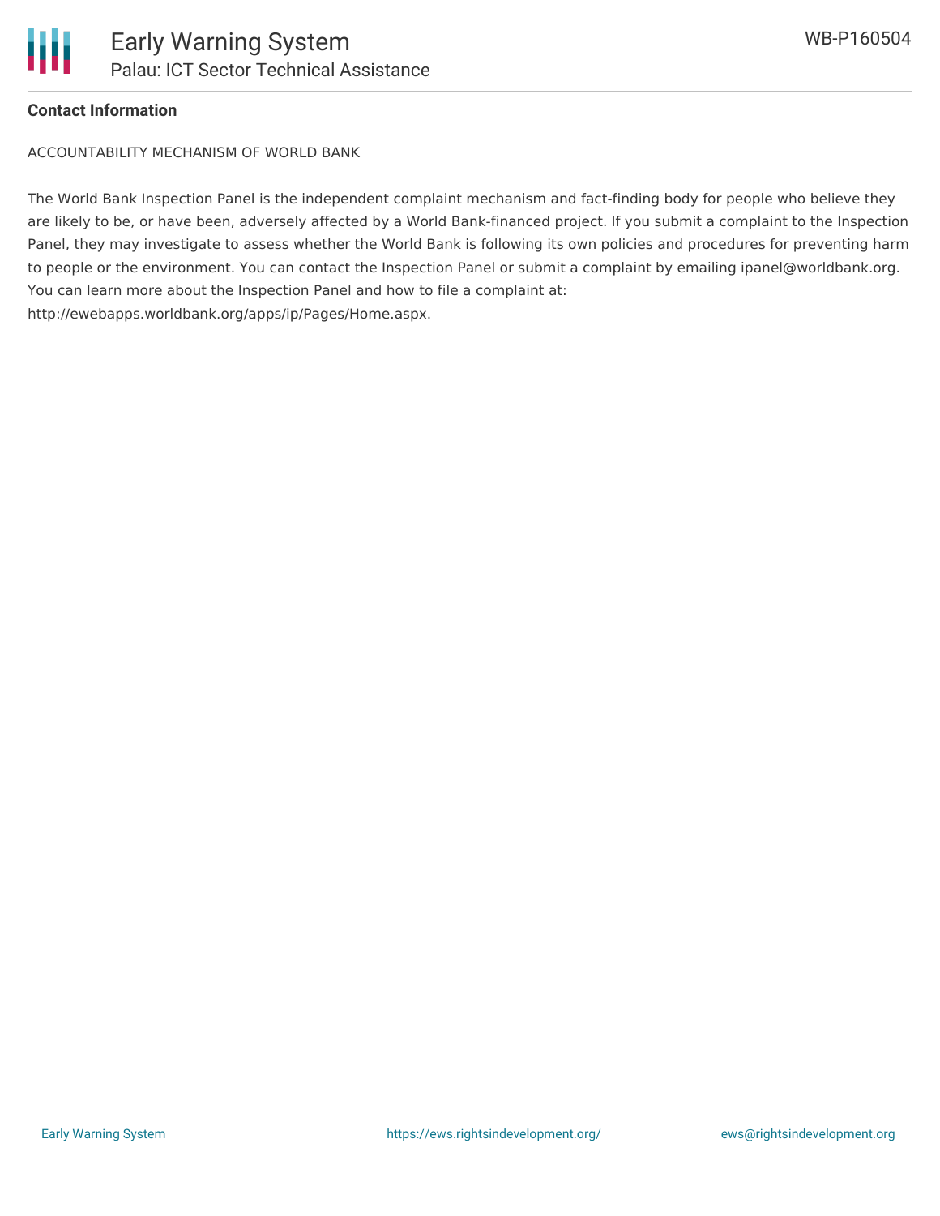**Contact Information**

ACCOUNTABILITY MECHANISM OF WORLD BANK

The World Bank Inspection Panel is the independent complaint mechanism and fact-finding body for people who believe they are likely to be, or have been, adversely affected by a World Bank-financed project. If you submit a complaint to the Inspection Panel, they may investigate to assess whether the World Bank is following its own policies and procedures for preventing harm to people or the environment. You can contact the Inspection Panel or submit a complaint by emailing ipanel@worldbank.org. You can learn more about the Inspection Panel and how to file a complaint at: http://ewebapps.worldbank.org/apps/ip/Pages/Home.aspx.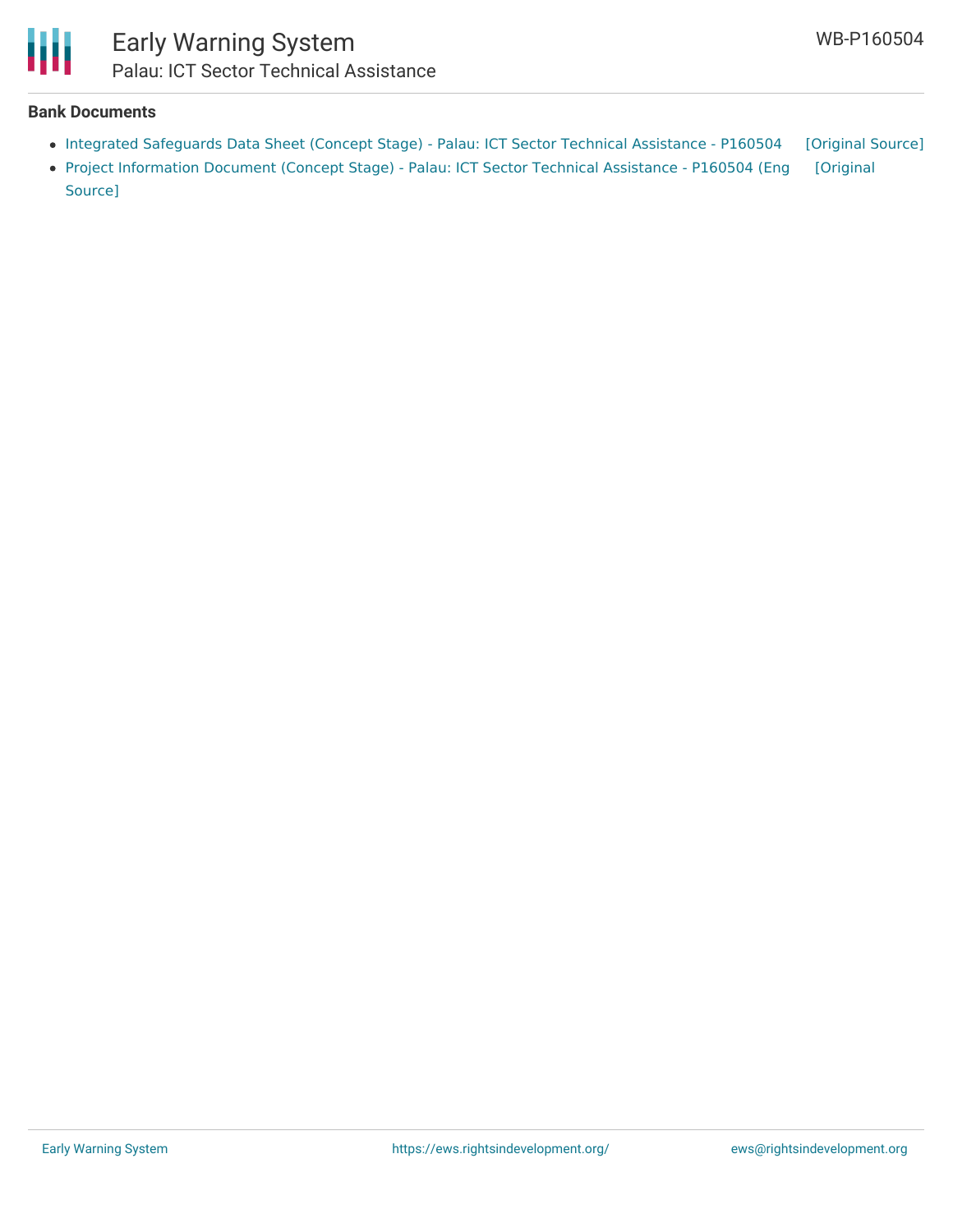**Bank Documents**

- Integrated Safeguards Data Sheet (Concept Stage) - Palau: ICT Sector Technical Assistance - P160504 [Original Source]
- Project Information Document (Concept Stage) - Palau: ICT Sector Technical Assistance - P160504 (Eng [Original Source]